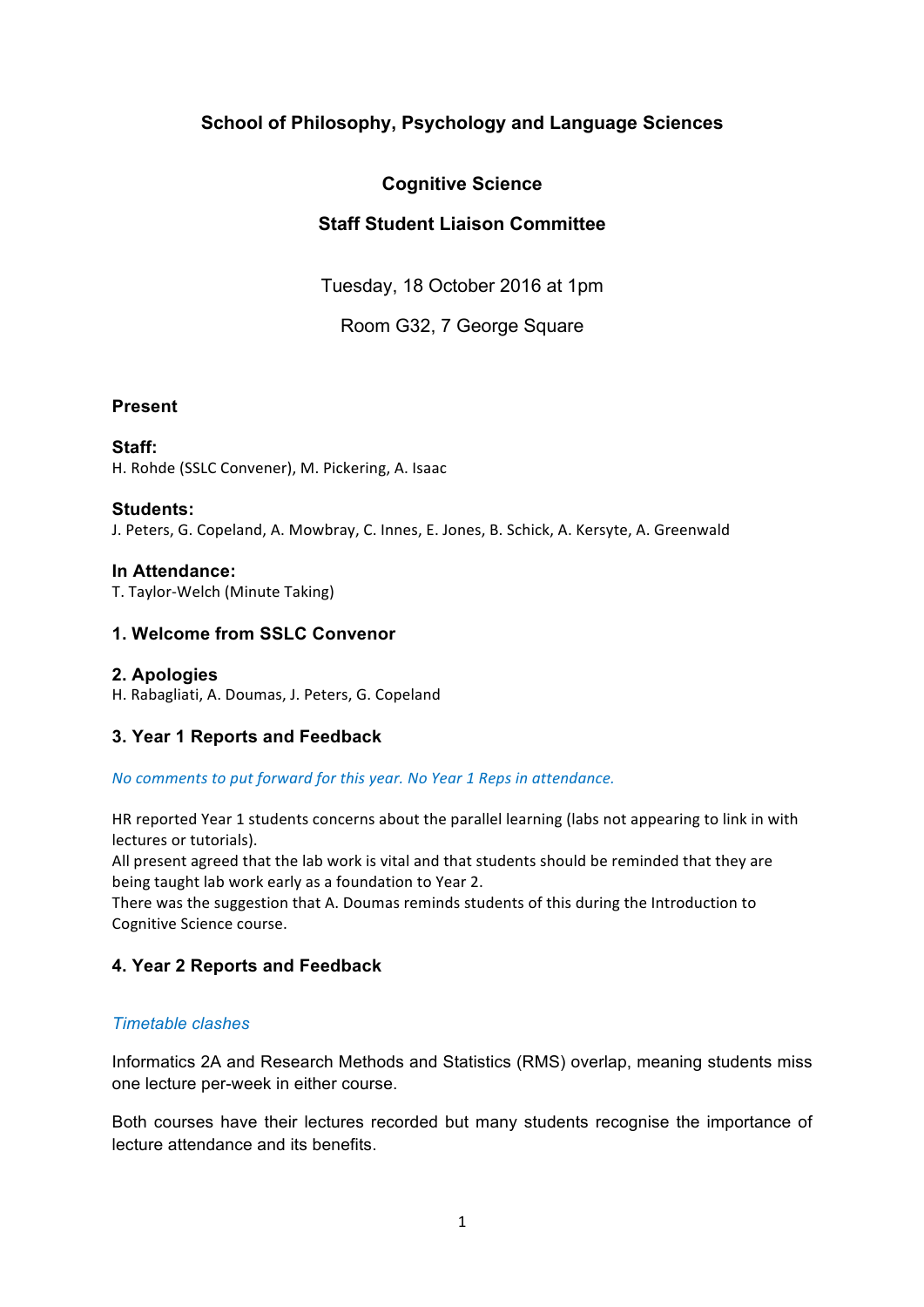**School of Philosophy, Psychology and Language Sciences**

**Cognitive Science**

**Staff Student Liaison Committee**

Tuesday, 18 October 2016 at 1pm

Room G32, 7 George Square

**Present**

**Staff:**
H. Rohde (SSLC Convener), M. Pickering, A. Isaac

**Students:**
J. Peters, G. Copeland, A. Mowbray, C. Innes, E. Jones, B. Schick, A. Kersyte, A. Greenwald

**In Attendance:**
T. Taylor-Welch (Minute Taking)

## 1. Welcome from SSLC Convenor

## 2. Apologies

H. Rabagliati, A. Doumas, J. Peters, G. Copeland

## 3. Year 1 Reports and Feedback

*No comments to put forward for this year. No Year 1 Reps in attendance.*

HR reported Year 1 students concerns about the parallel learning (labs not appearing to link in with lectures or tutorials).
All present agreed that the lab work is vital and that students should be reminded that they are being taught lab work early as a foundation to Year 2.
There was the suggestion that A. Doumas reminds students of this during the Introduction to Cognitive Science course.

## 4. Year 2 Reports and Feedback

*Timetable clashes*

Informatics 2A and Research Methods and Statistics (RMS) overlap, meaning students miss one lecture per-week in either course.

Both courses have their lectures recorded but many students recognise the importance of lecture attendance and its benefits.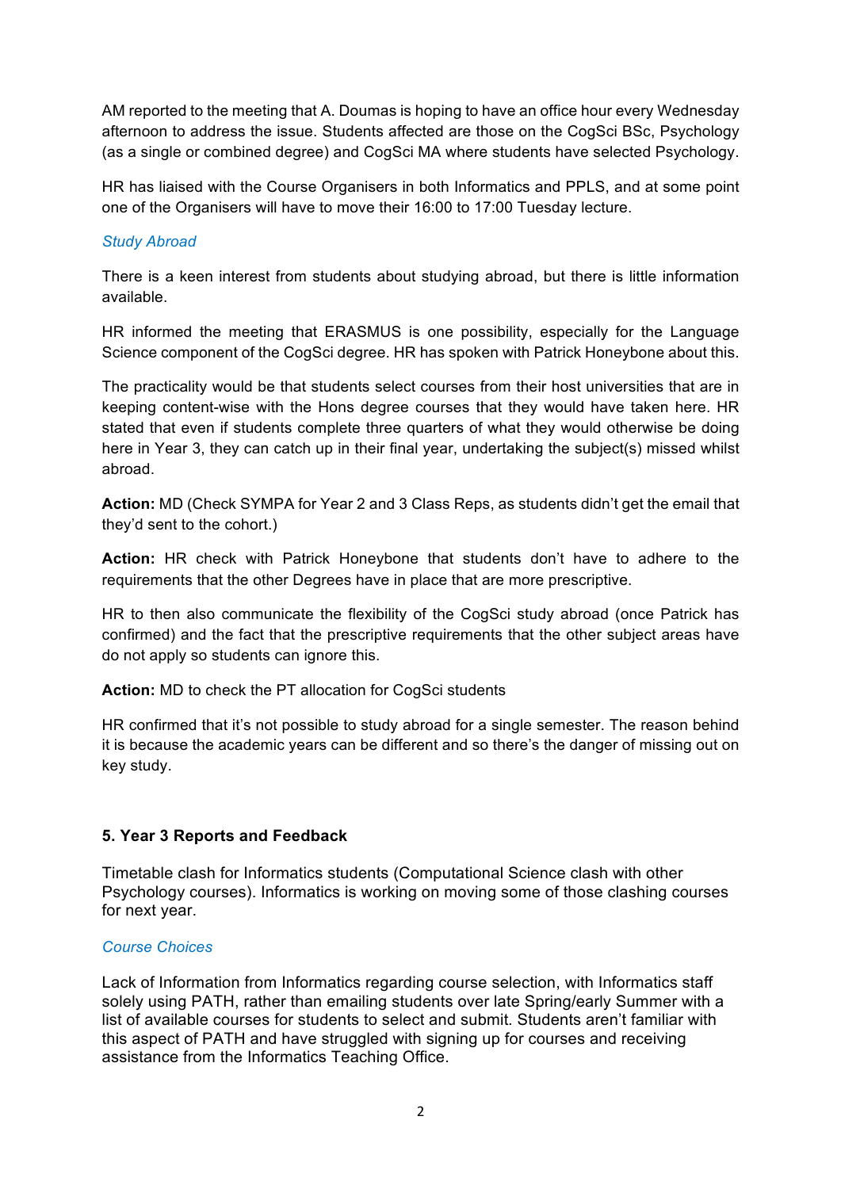AM reported to the meeting that A. Doumas is hoping to have an office hour every Wednesday afternoon to address the issue. Students affected are those on the CogSci BSc, Psychology (as a single or combined degree) and CogSci MA where students have selected Psychology.

HR has liaised with the Course Organisers in both Informatics and PPLS, and at some point one of the Organisers will have to move their 16:00 to 17:00 Tuesday lecture.

*Study Abroad*

There is a keen interest from students about studying abroad, but there is little information available.

HR informed the meeting that ERASMUS is one possibility, especially for the Language Science component of the CogSci degree. HR has spoken with Patrick Honeybone about this.

The practicality would be that students select courses from their host universities that are in keeping content-wise with the Hons degree courses that they would have taken here. HR stated that even if students complete three quarters of what they would otherwise be doing here in Year 3, they can catch up in their final year, undertaking the subject(s) missed whilst abroad.

**Action:** MD (Check SYMPA for Year 2 and 3 Class Reps, as students didn't get the email that they'd sent to the cohort.)

**Action:** HR check with Patrick Honeybone that students don't have to adhere to the requirements that the other Degrees have in place that are more prescriptive.

HR to then also communicate the flexibility of the CogSci study abroad (once Patrick has confirmed) and the fact that the prescriptive requirements that the other subject areas have do not apply so students can ignore this.

**Action:** MD to check the PT allocation for CogSci students

HR confirmed that it's not possible to study abroad for a single semester. The reason behind it is because the academic years can be different and so there's the danger of missing out on key study.

## 5. Year 3 Reports and Feedback

Timetable clash for Informatics students (Computational Science clash with other Psychology courses). Informatics is working on moving some of those clashing courses for next year.

*Course Choices*

Lack of Information from Informatics regarding course selection, with Informatics staff solely using PATH, rather than emailing students over late Spring/early Summer with a list of available courses for students to select and submit. Students aren't familiar with this aspect of PATH and have struggled with signing up for courses and receiving assistance from the Informatics Teaching Office.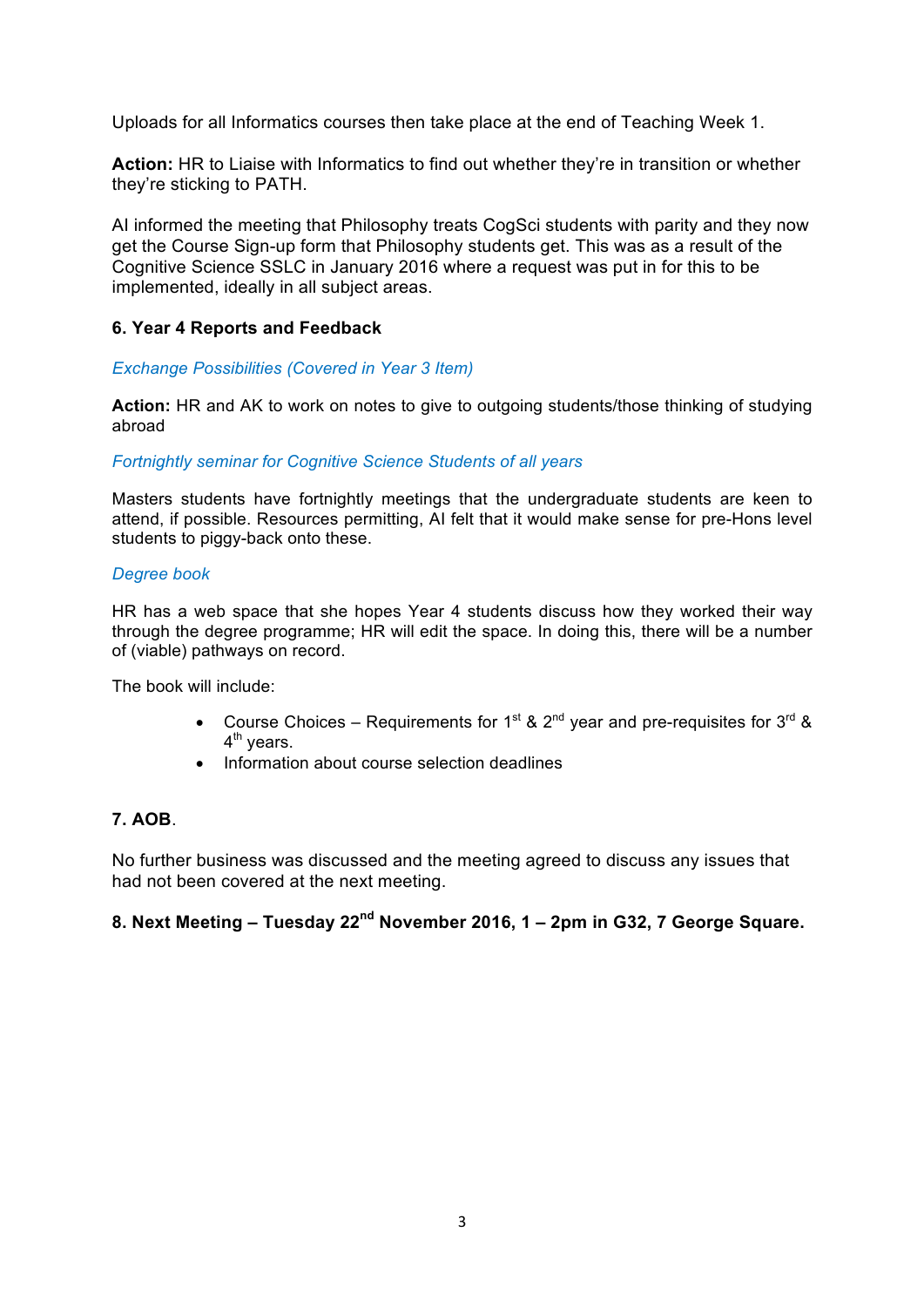Uploads for all Informatics courses then take place at the end of Teaching Week 1.

**Action:** HR to Liaise with Informatics to find out whether they're in transition or whether they're sticking to PATH.

AI informed the meeting that Philosophy treats CogSci students with parity and they now get the Course Sign-up form that Philosophy students get. This was as a result of the Cognitive Science SSLC in January 2016 where a request was put in for this to be implemented, ideally in all subject areas.

### 6. Year 4 Reports and Feedback

*Exchange Possibilities (Covered in Year 3 Item)*

**Action:** HR and AK to work on notes to give to outgoing students/those thinking of studying abroad

*Fortnightly seminar for Cognitive Science Students of all years*

Masters students have fortnightly meetings that the undergraduate students are keen to attend, if possible. Resources permitting, AI felt that it would make sense for pre-Hons level students to piggy-back onto these.

*Degree book*

HR has a web space that she hopes Year 4 students discuss how they worked their way through the degree programme; HR will edit the space. In doing this, there will be a number of (viable) pathways on record.

The book will include:

- Course Choices – Requirements for 1st & 2nd year and pre-requisites for 3rd & 4th years.
- Information about course selection deadlines

### 7. AOB.

No further business was discussed and the meeting agreed to discuss any issues that had not been covered at the next meeting.

### 8. Next Meeting – Tuesday 22nd November 2016, 1 – 2pm in G32, 7 George Square.